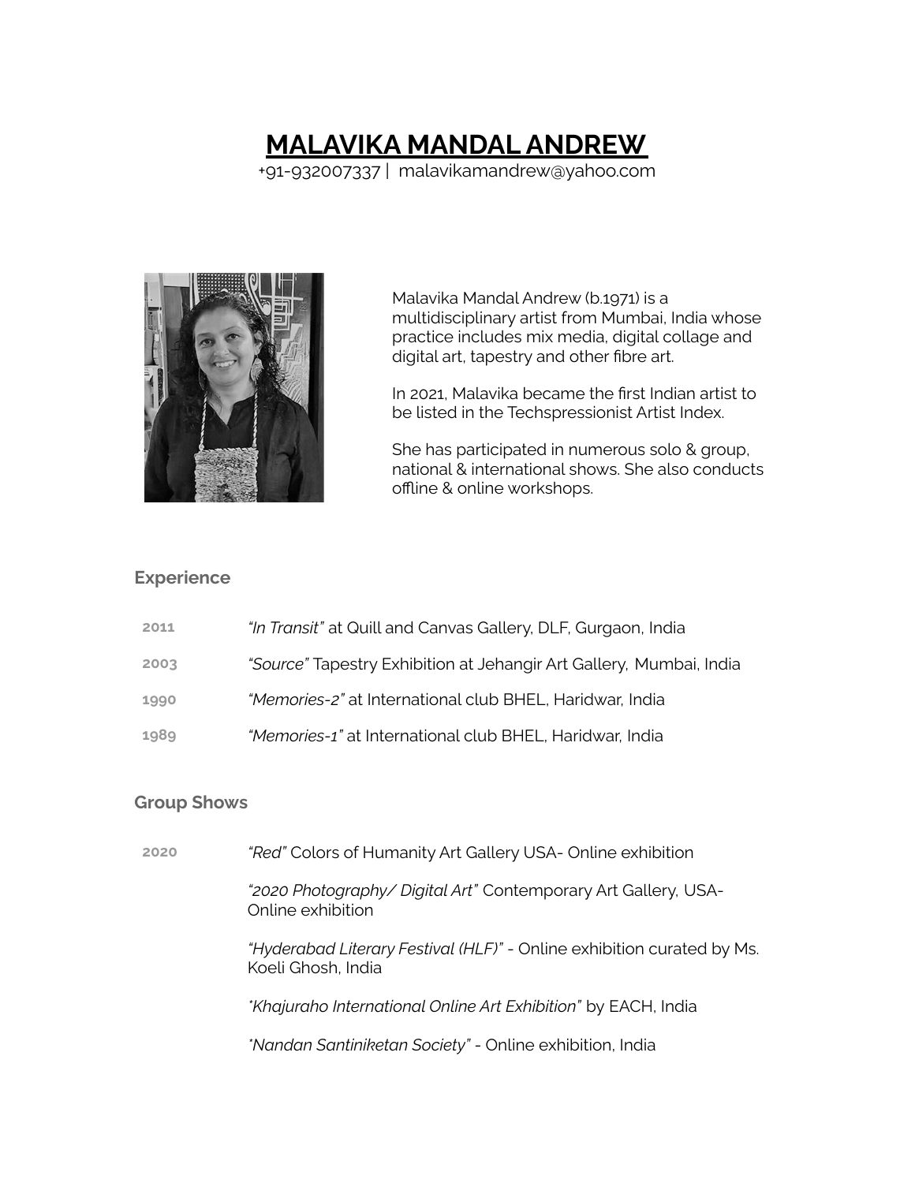# MALAVIKA MANDAL ANDREW

+91-932007337 | malavikamandrew@yahoo.com

Malavika Mandal Andrew (b.1971) is a multidisciplinary artist from Mumbai, India whose practice includes mix media, digital collage and digital art, tapestry and other fibre art.

In 2021, Malavika became the first Indian artist to be listed in the Techspressionist Artist Index.

She has participated in numerous solo & group, national & international shows. She also conducts offline & online workshops.

## Experience

**2011** *"In Transit"* at Quill and Canvas Gallery, DLF, Gurgaon, India

**2003** *"Source"* Tapestry Exhibition at Jehangir Art Gallery, Mumbai, India

**1990** *"Memories-2"* at International club BHEL, Haridwar, India

**1989** *"Memories-1"* at International club BHEL, Haridwar, India

## Group Shows

**2020**

*"Red"* Colors of Humanity Art Gallery USA- Online exhibition

*"2020 Photography/ Digital Art"* Contemporary Art Gallery, USA- Online exhibition

*"Hyderabad Literary Festival (HLF)"* - Online exhibition curated by Ms. Koeli Ghosh, India

*"Khajuraho International Online Art Exhibition"* by EACH, India

*"Nandan Santiniketan Society"* - Online exhibition, India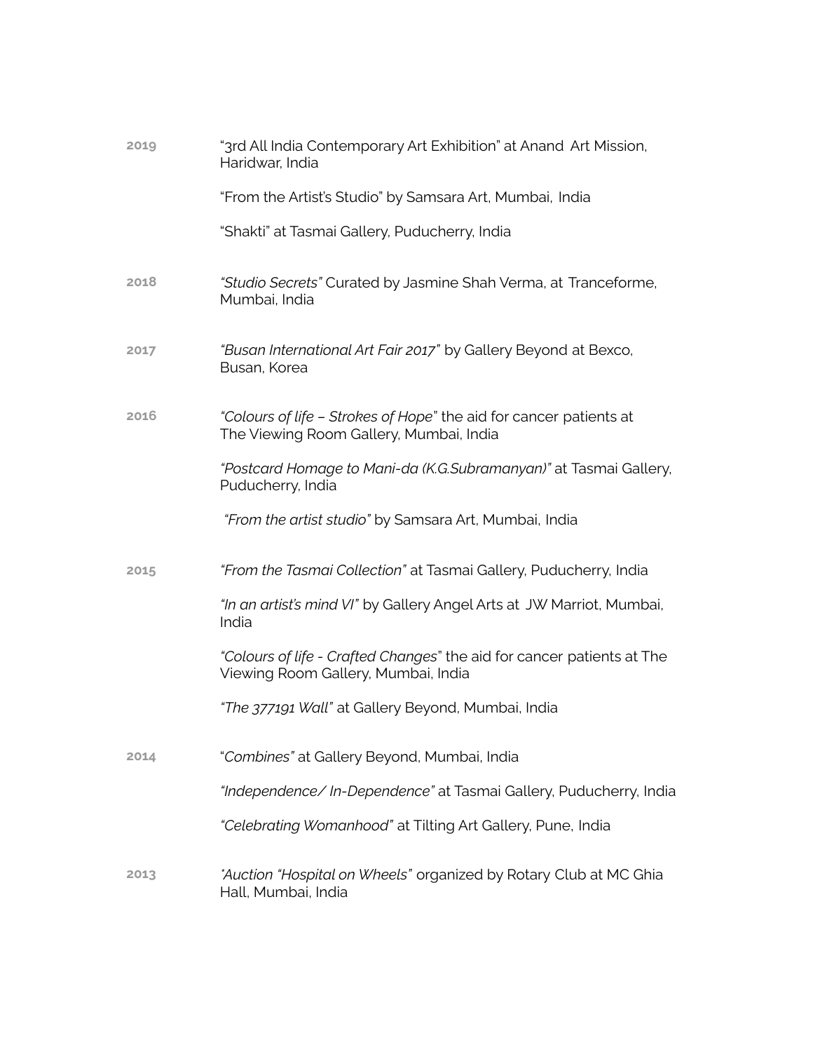**2019**

"3rd All India Contemporary Art Exhibition" at Anand Art Mission, Haridwar, India

"From the Artist's Studio" by Samsara Art, Mumbai, India

"Shakti" at Tasmai Gallery, Puducherry, India

**2018**

*"Studio Secrets"* Curated by Jasmine Shah Verma, at Tranceforme, Mumbai, India

**2017**

*"Busan International Art Fair 2017"* by Gallery Beyond at Bexco, Busan, Korea

**2016**

*"Colours of life – Strokes of Hope*" the aid for cancer patients at The Viewing Room Gallery, Mumbai, India

*"Postcard Homage to Mani-da (K.G.Subramanyan)"* at Tasmai Gallery, Puducherry, India

*"From the artist studio"* by Samsara Art, Mumbai, India

**2015**

*"From the Tasmai Collection"* at Tasmai Gallery, Puducherry, India

*"In an artist's mind VI"* by Gallery Angel Arts at JW Marriot, Mumbai, India

*"Colours of life - Crafted Changes*" the aid for cancer patients at The Viewing Room Gallery, Mumbai, India

*"The 377191 Wall"* at Gallery Beyond, Mumbai, India

**2014**

"*Combines"* at Gallery Beyond, Mumbai, India

*"Independence/ In-Dependence"* at Tasmai Gallery, Puducherry, India

*"Celebrating Womanhood"* at Tilting Art Gallery, Pune, India

**2013**

*"Auction "Hospital on Wheels"* organized by Rotary Club at MC Ghia Hall, Mumbai, India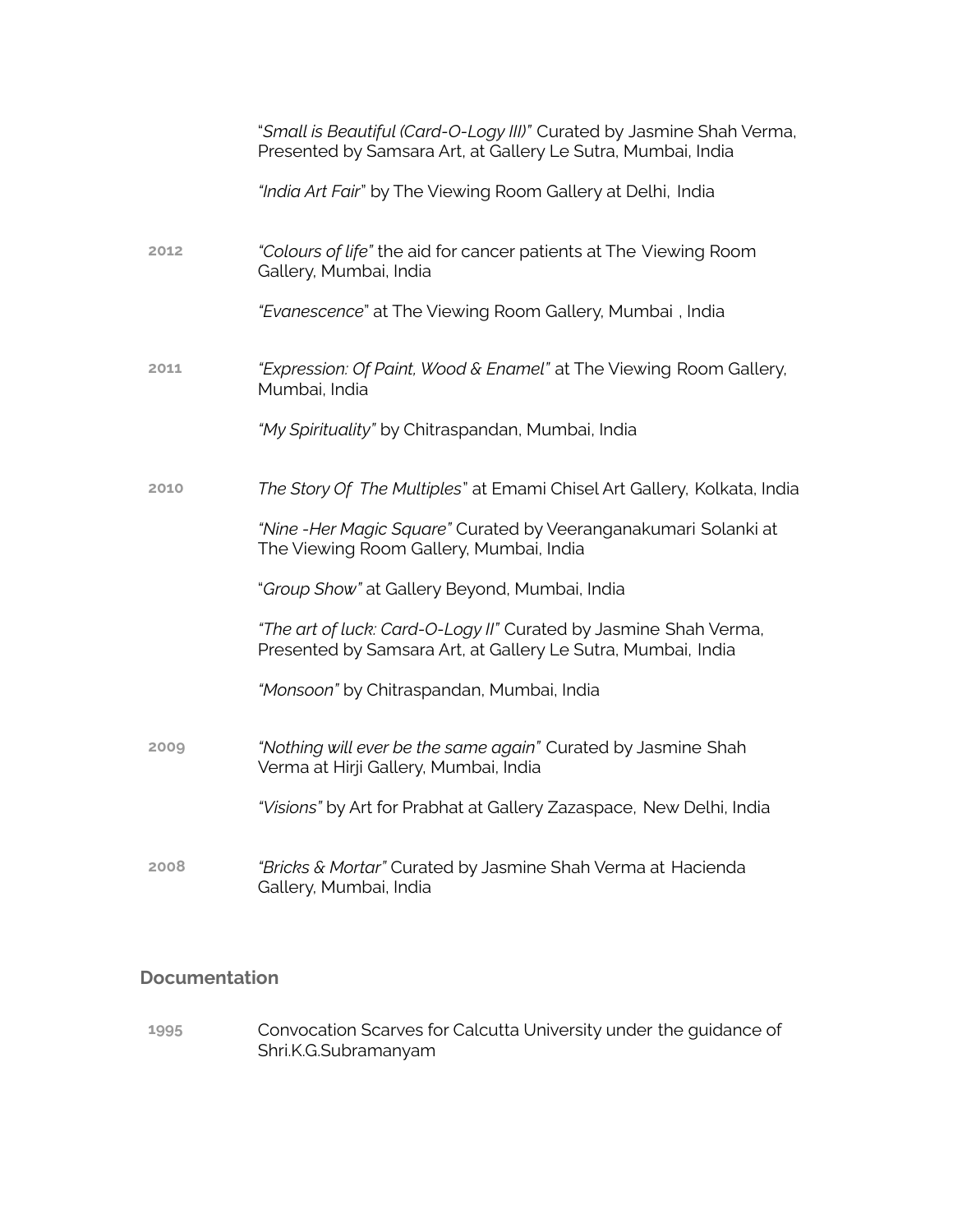"*Small is Beautiful (Card-O-Logy III)*" Curated by Jasmine Shah Verma, Presented by Samsara Art, at Gallery Le Sutra, Mumbai, India

*"India Art Fair*" by The Viewing Room Gallery at Delhi, India

**2012** *"Colours of life"* the aid for cancer patients at The Viewing Room Gallery, Mumbai, India

*"Evanescence*" at The Viewing Room Gallery, Mumbai , India

**2011** *"Expression: Of Paint, Wood & Enamel"* at The Viewing Room Gallery, Mumbai, India

*"My Spirituality"* by Chitraspandan, Mumbai, India

**2010** *The Story Of The Multiples*" at Emami Chisel Art Gallery, Kolkata, India

*"Nine -Her Magic Square"* Curated by Veeranganakumari Solanki at The Viewing Room Gallery, Mumbai, India

"*Group Show"* at Gallery Beyond, Mumbai, India

*"The art of luck: Card-O-Logy II"* Curated by Jasmine Shah Verma, Presented by Samsara Art, at Gallery Le Sutra, Mumbai, India

*"Monsoon"* by Chitraspandan, Mumbai, India

**2009** *"Nothing will ever be the same again"* Curated by Jasmine Shah Verma at Hirji Gallery, Mumbai, India

*"Visions"* by Art for Prabhat at Gallery Zazaspace, New Delhi, India

**2008** *"Bricks & Mortar"* Curated by Jasmine Shah Verma at Hacienda Gallery, Mumbai, India

## Documentation

**1995** Convocation Scarves for Calcutta University under the guidance of Shri.K.G.Subramanyam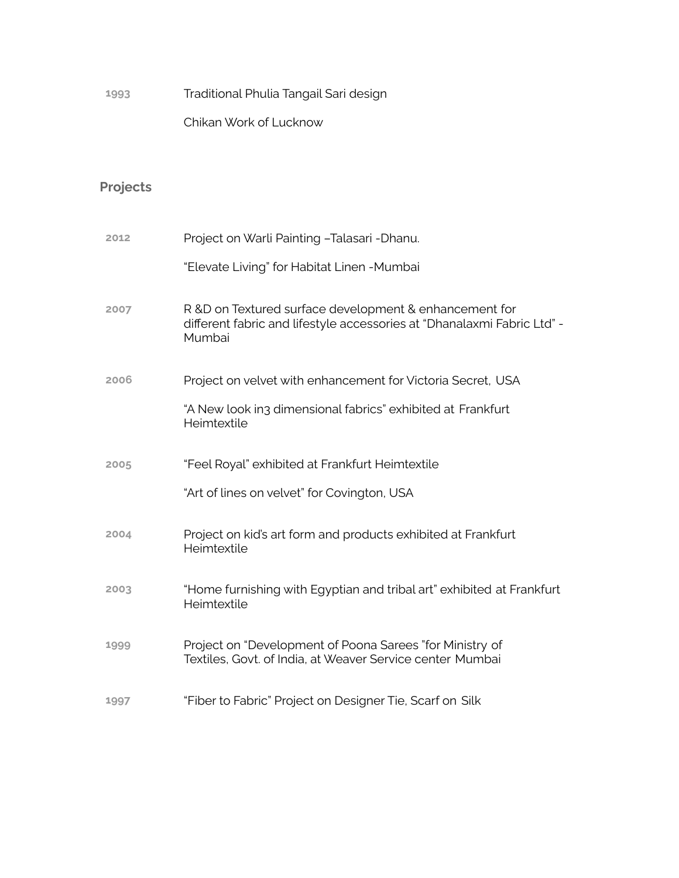| | |
|---|---|
| 1993 | Traditional Phulia Tangail Sari design |
| | Chikan Work of Lucknow |

## Projects

| | |
|---|---|
| 2012 | Project on Warli Painting –Talasari -Dhanu. |
| | "Elevate Living" for Habitat Linen -Mumbai |
| 2007 | R &D on Textured surface development & enhancement for different fabric and lifestyle accessories at "Dhanalaxmi Fabric Ltd" - Mumbai |
| 2006 | Project on velvet with enhancement for Victoria Secret, USA |
| | "A New look in3 dimensional fabrics" exhibited at Frankfurt Heimtextile |
| 2005 | "Feel Royal" exhibited at Frankfurt Heimtextile |
| | "Art of lines on velvet" for Covington, USA |
| 2004 | Project on kid's art form and products exhibited at Frankfurt Heimtextile |
| 2003 | "Home furnishing with Egyptian and tribal art" exhibited at Frankfurt Heimtextile |
| 1999 | Project on "Development of Poona Sarees "for Ministry of Textiles, Govt. of India, at Weaver Service center Mumbai |
| 1997 | "Fiber to Fabric" Project on Designer Tie, Scarf on Silk |